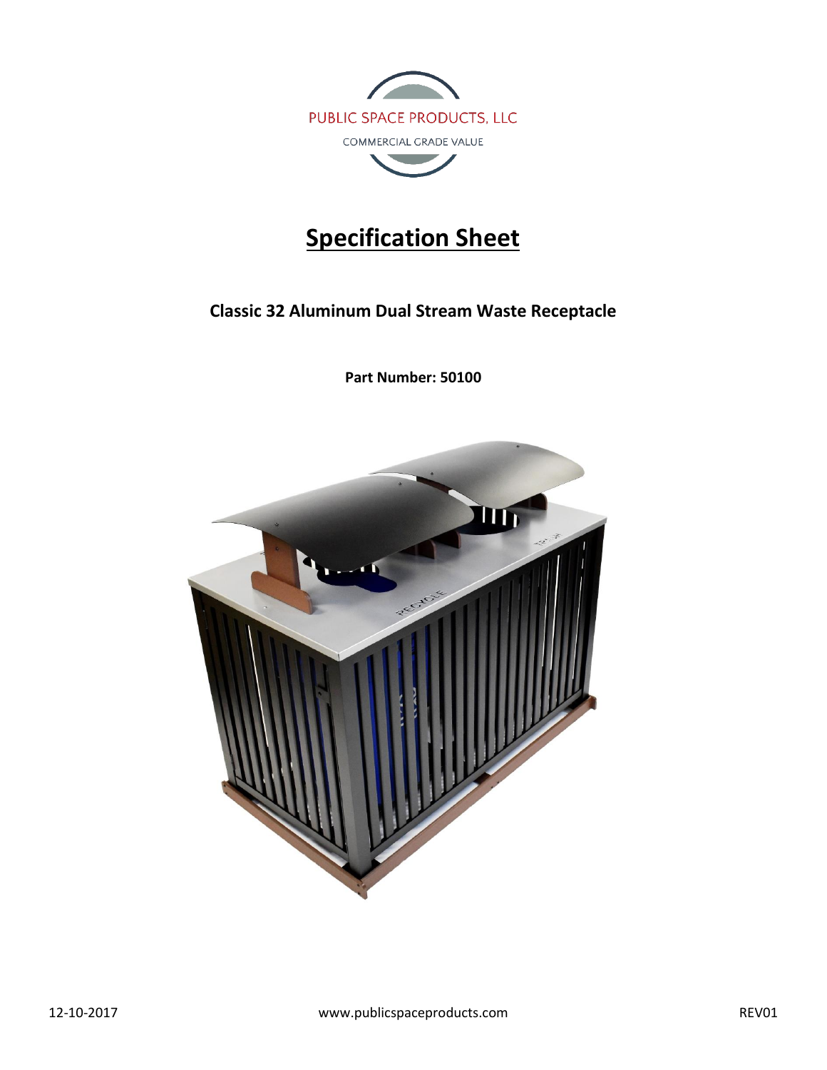PUBLIC SPACE PRODUCTS, LLC

COMMERCIAL GRADE VALUE

# Specification Sheet

## Classic 32 Aluminum Dual Stream Waste Receptacle

**Part Number: 50100**

12-10-2017 www.publicspaceproducts.com REV01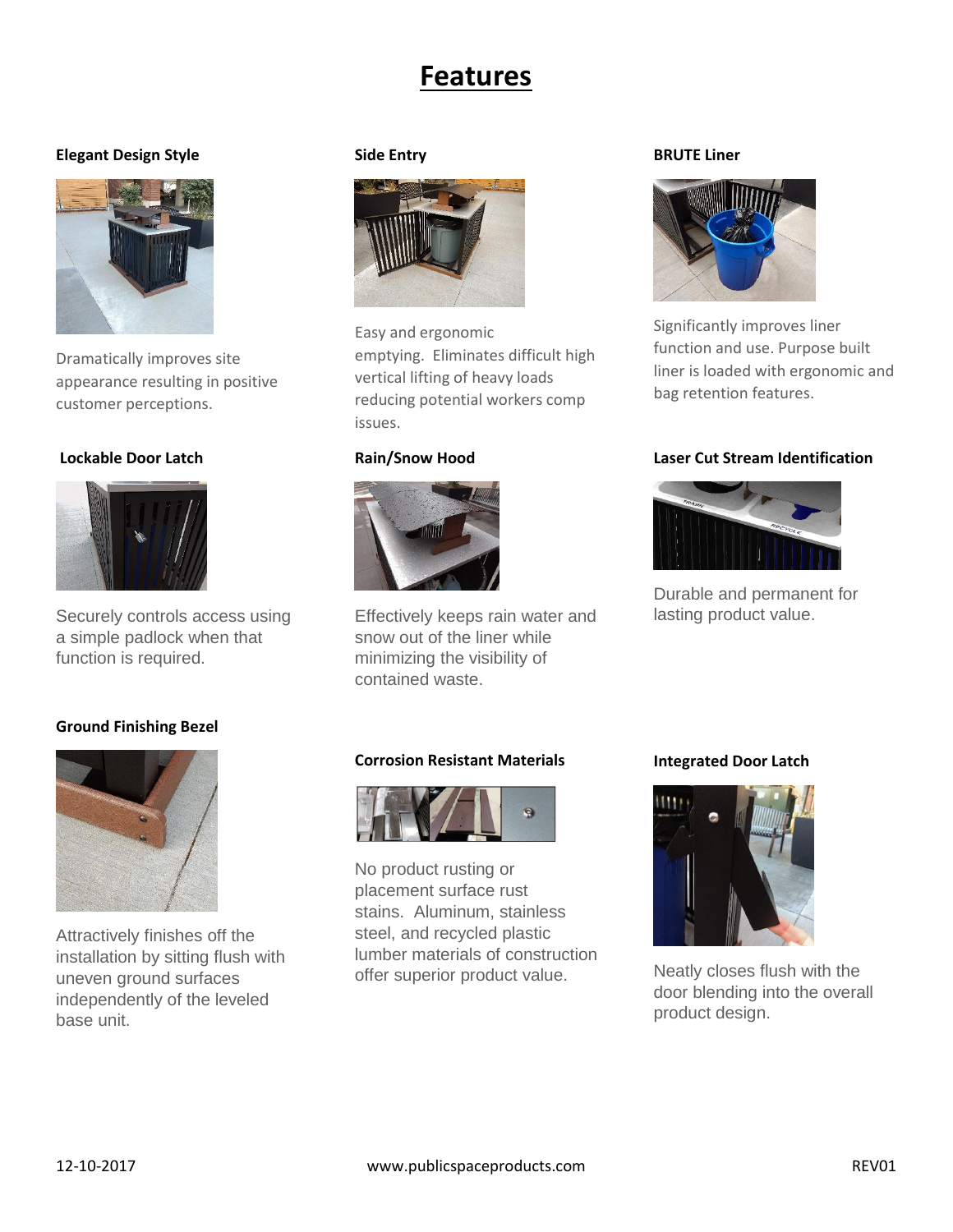# Features

### Elegant Design Style

Dramatically improves site appearance resulting in positive customer perceptions.

### Side Entry

Easy and ergonomic emptying. Eliminates difficult high vertical lifting of heavy loads reducing potential workers comp issues.

### BRUTE Liner

Significantly improves liner function and use. Purpose built liner is loaded with ergonomic and bag retention features.

### Lockable Door Latch

Securely controls access using a simple padlock when that function is required.

### Rain/Snow Hood

Effectively keeps rain water and snow out of the liner while minimizing the visibility of contained waste.

### Laser Cut Stream Identification

Durable and permanent for lasting product value.

### Ground Finishing Bezel

Attractively finishes off the installation by sitting flush with uneven ground surfaces independently of the leveled base unit.

### Corrosion Resistant Materials

No product rusting or placement surface rust stains. Aluminum, stainless steel, and recycled plastic lumber materials of construction offer superior product value.

### Integrated Door Latch

Neatly closes flush with the door blending into the overall product design.

12-10-2017 www.publicspaceproducts.com REV01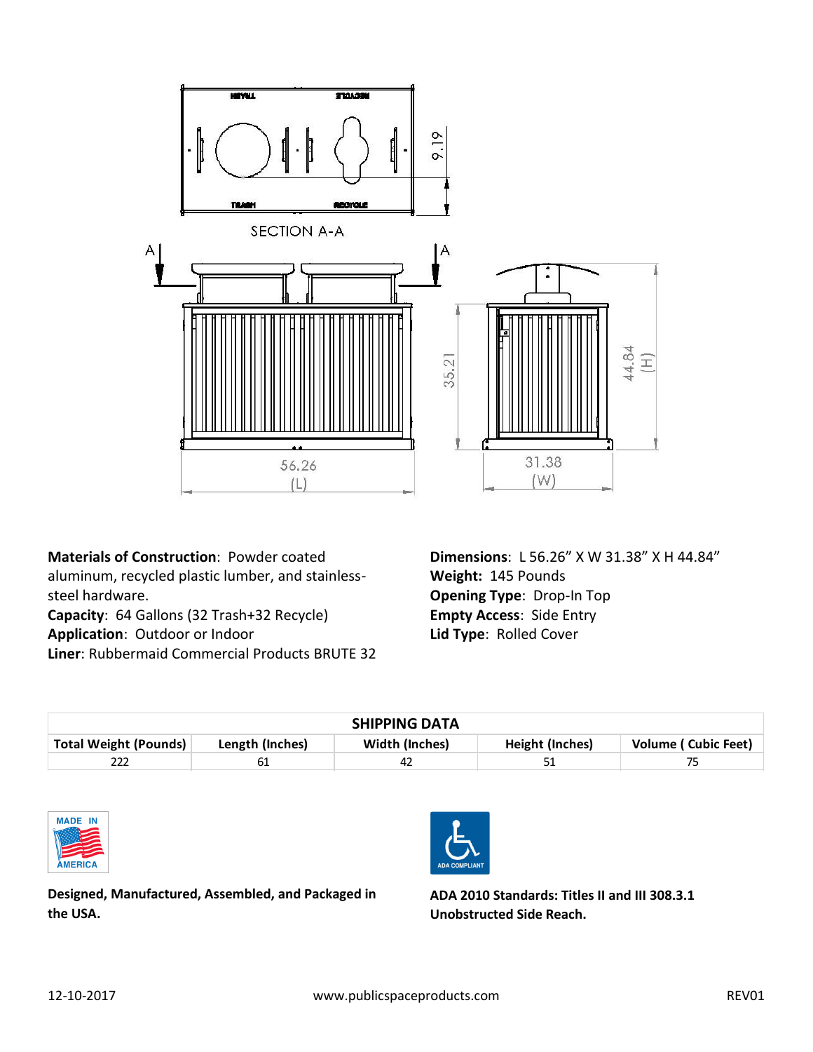SECTION A-A

9.19

TRASH

RECYCLE

35.21

44.84 (H)

56.26 (L)

31.38 (W)

**Materials of Construction**: Powder coated aluminum, recycled plastic lumber, and stainless-steel hardware.
**Capacity**: 64 Gallons (32 Trash+32 Recycle)
**Application**: Outdoor or Indoor
**Liner**: Rubbermaid Commercial Products BRUTE 32

**Dimensions**: L 56.26" X W 31.38" X H 44.84"
**Weight:** 145 Pounds
**Opening Type**: Drop-In Top
**Empty Access**: Side Entry
**Lid Type**: Rolled Cover

| SHIPPING DATA | | | | |
|---|---|---|---|---|
| **Total Weight (Pounds)** | **Length (Inches)** | **Width (Inches)** | **Height (Inches)** | **Volume ( Cubic Feet)** |
| 222 | 61 | 42 | 51 | 75 |

MADE IN AMERICA

**Designed, Manufactured, Assembled, and Packaged in the USA.**

ADA COMPLIANT

**ADA 2010 Standards: Titles II and III 308.3.1 Unobstructed Side Reach.**

12-10-2017 www.publicspaceproducts.com REV01